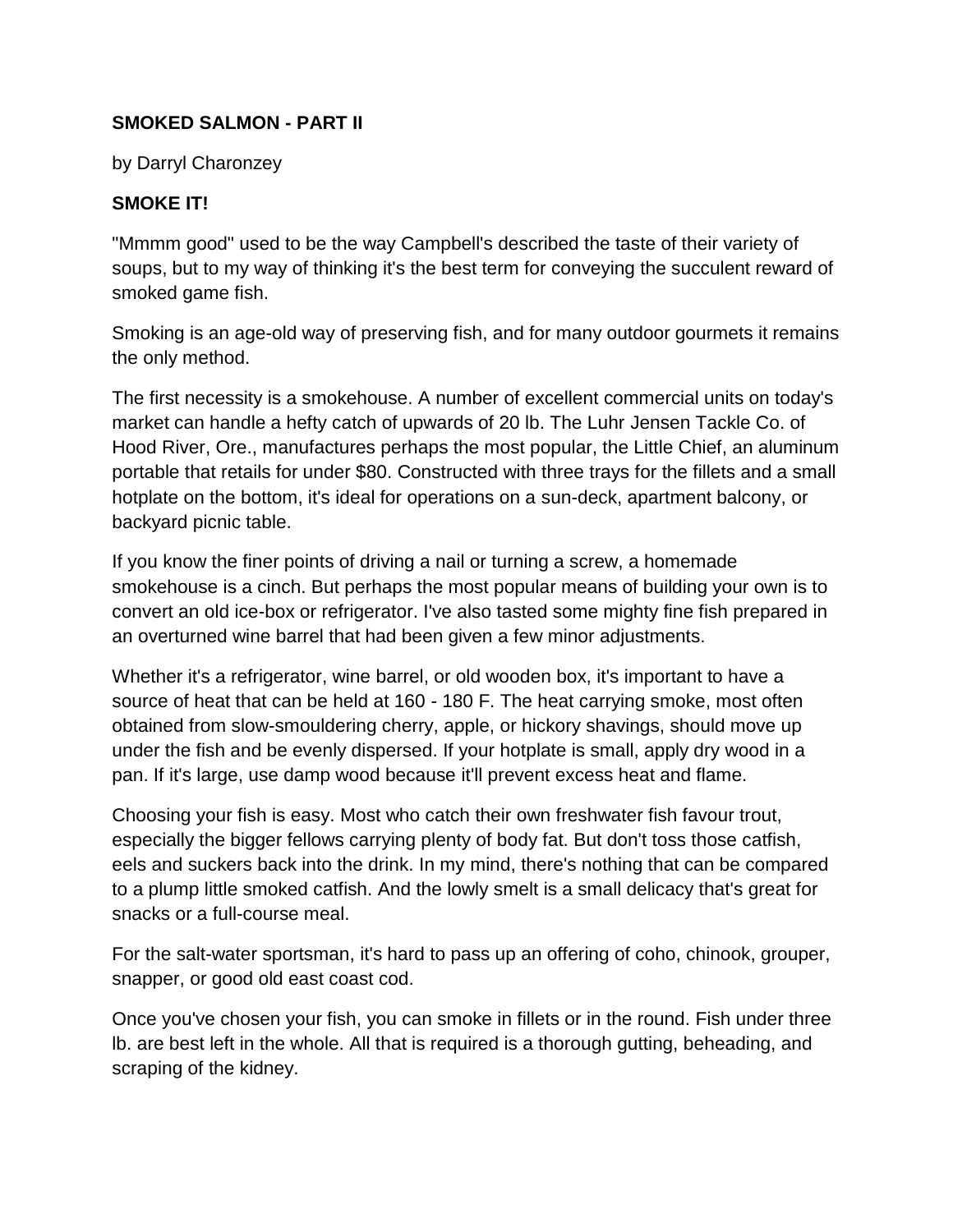**SMOKED SALMON - PART II**

by Darryl Charonzey

**SMOKE IT!**

"Mmmm good" used to be the way Campbell's described the taste of their variety of soups, but to my way of thinking it's the best term for conveying the succulent reward of smoked game fish.

Smoking is an age-old way of preserving fish, and for many outdoor gourmets it remains the only method.

The first necessity is a smokehouse. A number of excellent commercial units on today's market can handle a hefty catch of upwards of 20 lb. The Luhr Jensen Tackle Co. of Hood River, Ore., manufactures perhaps the most popular, the Little Chief, an aluminum portable that retails for under $80. Constructed with three trays for the fillets and a small hotplate on the bottom, it's ideal for operations on a sun-deck, apartment balcony, or backyard picnic table.

If you know the finer points of driving a nail or turning a screw, a homemade smokehouse is a cinch. But perhaps the most popular means of building your own is to convert an old ice-box or refrigerator. I've also tasted some mighty fine fish prepared in an overturned wine barrel that had been given a few minor adjustments.

Whether it's a refrigerator, wine barrel, or old wooden box, it's important to have a source of heat that can be held at 160 - 180 F. The heat carrying smoke, most often obtained from slow-smouldering cherry, apple, or hickory shavings, should move up under the fish and be evenly dispersed. If your hotplate is small, apply dry wood in a pan. If it's large, use damp wood because it'll prevent excess heat and flame.

Choosing your fish is easy. Most who catch their own freshwater fish favour trout, especially the bigger fellows carrying plenty of body fat. But don't toss those catfish, eels and suckers back into the drink. In my mind, there's nothing that can be compared to a plump little smoked catfish. And the lowly smelt is a small delicacy that's great for snacks or a full-course meal.

For the salt-water sportsman, it's hard to pass up an offering of coho, chinook, grouper, snapper, or good old east coast cod.

Once you've chosen your fish, you can smoke in fillets or in the round. Fish under three lb. are best left in the whole. All that is required is a thorough gutting, beheading, and scraping of the kidney.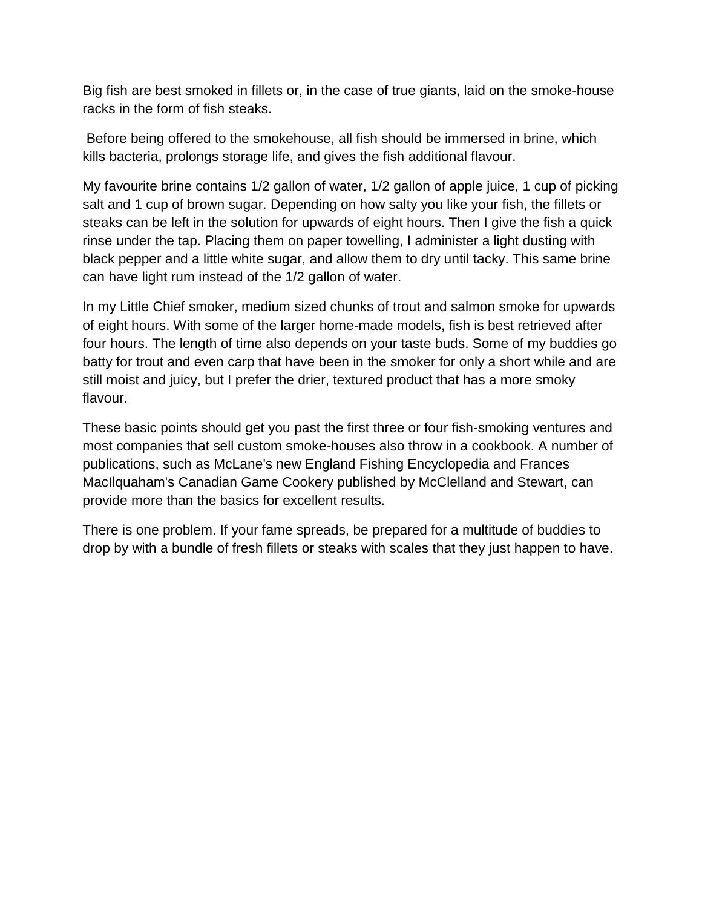Big fish are best smoked in fillets or, in the case of true giants, laid on the smoke-house racks in the form of fish steaks.

Before being offered to the smokehouse, all fish should be immersed in brine, which kills bacteria, prolongs storage life, and gives the fish additional flavour.

My favourite brine contains 1/2 gallon of water, 1/2 gallon of apple juice, 1 cup of picking salt and 1 cup of brown sugar. Depending on how salty you like your fish, the fillets or steaks can be left in the solution for upwards of eight hours. Then I give the fish a quick rinse under the tap. Placing them on paper towelling, I administer a light dusting with black pepper and a little white sugar, and allow them to dry until tacky. This same brine can have light rum instead of the 1/2 gallon of water.

In my Little Chief smoker, medium sized chunks of trout and salmon smoke for upwards of eight hours. With some of the larger home-made models, fish is best retrieved after four hours. The length of time also depends on your taste buds. Some of my buddies go batty for trout and even carp that have been in the smoker for only a short while and are still moist and juicy, but I prefer the drier, textured product that has a more smoky flavour.

These basic points should get you past the first three or four fish-smoking ventures and most companies that sell custom smoke-houses also throw in a cookbook. A number of publications, such as McLane's new England Fishing Encyclopedia and Frances MacIlquaham's Canadian Game Cookery published by McClelland and Stewart, can provide more than the basics for excellent results.

There is one problem. If your fame spreads, be prepared for a multitude of buddies to drop by with a bundle of fresh fillets or steaks with scales that they just happen to have.